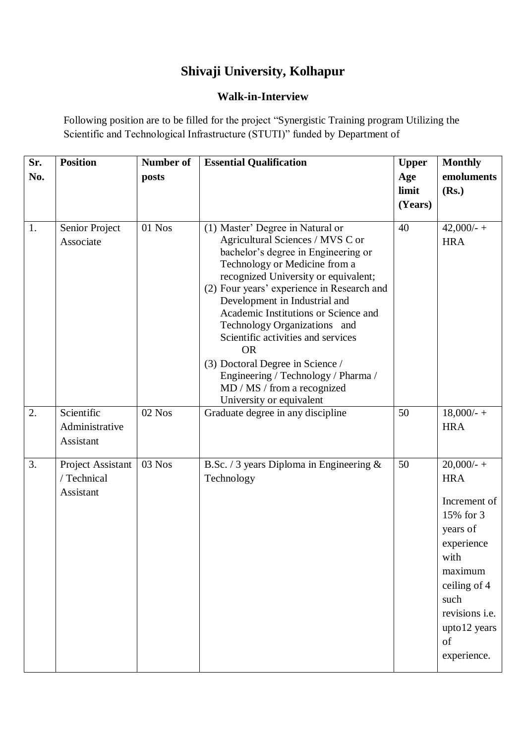# Shivaji University, Kolhapur

## Walk-in-Interview

Following position are to be filled for the project "Synergistic Training program Utilizing the Scientific and Technological Infrastructure (STUTI)" funded by Department of

| Sr. No. | Position | Number of posts | Essential Qualification | Upper Age limit (Years) | Monthly emoluments (Rs.) |
|---|---|---|---|---|---|
| 1. | Senior Project Associate | 01 Nos | (1) Master' Degree in Natural or Agricultural Sciences / MVS C or bachelor's degree in Engineering or Technology or Medicine from a recognized University or equivalent; (2) Four years' experience in Research and Development in Industrial and Academic Institutions or Science and Technology Organizations and Scientific activities and services OR (3) Doctoral Degree in Science / Engineering / Technology / Pharma / MD / MS / from a recognized University or equivalent | 40 | 42,000/- + HRA |
| 2. | Scientific Administrative Assistant | 02 Nos | Graduate degree in any discipline | 50 | 18,000/- + HRA |
| 3. | Project Assistant / Technical Assistant | 03 Nos | B.Sc. / 3 years Diploma in Engineering & Technology | 50 | 20,000/- + HRA<br>Increment of 15% for 3 years of experience with maximum ceiling of 4 such revisions i.e. upto12 years of experience. |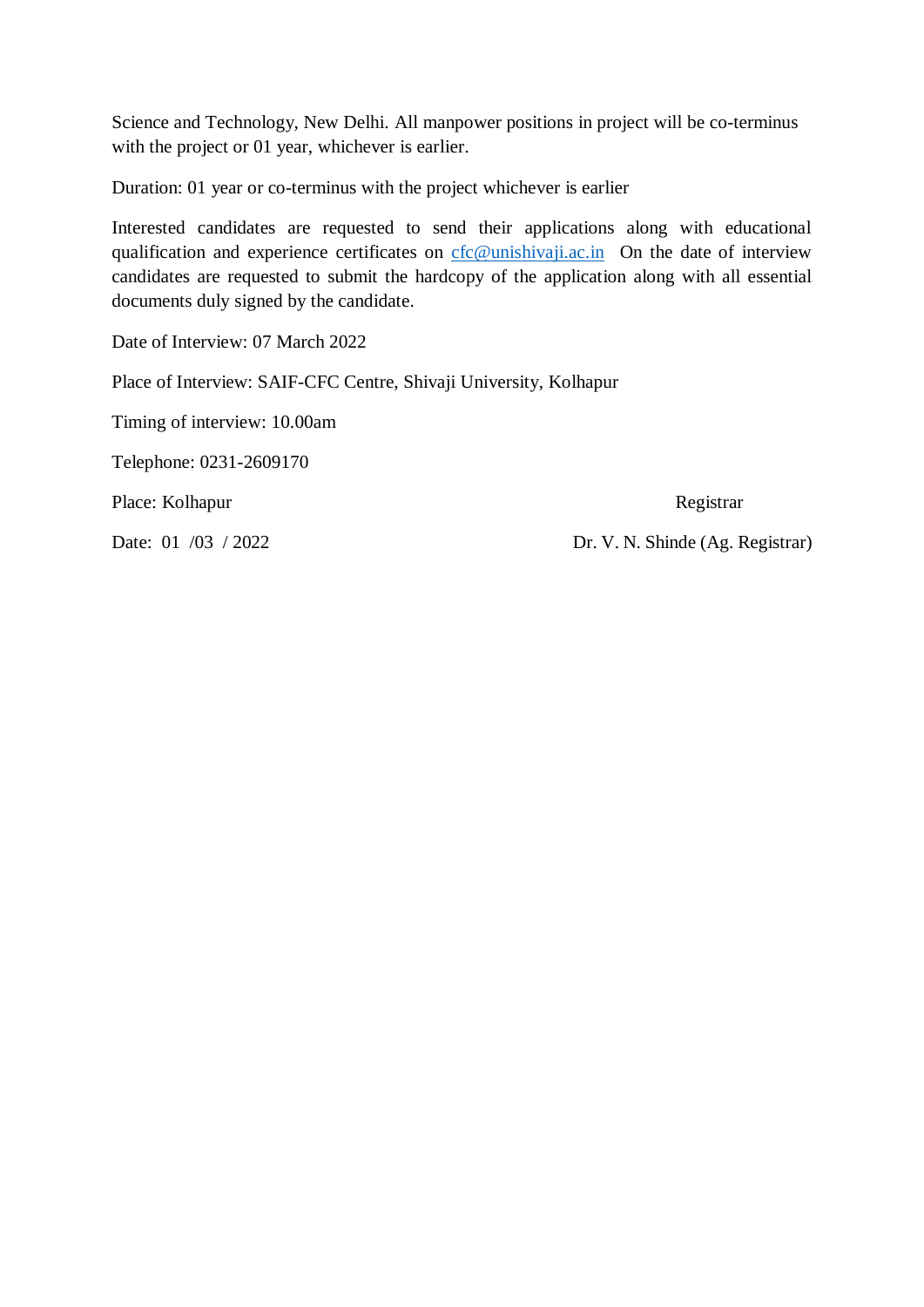Science and Technology, New Delhi. All manpower positions in project will be co-terminus with the project or 01 year, whichever is earlier.

Duration: 01 year or co-terminus with the project whichever is earlier

Interested candidates are requested to send their applications along with educational qualification and experience certificates on cfc@unishivaji.ac.in On the date of interview candidates are requested to submit the hardcopy of the application along with all essential documents duly signed by the candidate.

Date of Interview: 07 March 2022

Place of Interview: SAIF-CFC Centre, Shivaji University, Kolhapur

Timing of interview: 10.00am

Telephone: 0231-2609170

Place: Kolhapur

Date: 01 /03 / 2022

Registrar

Dr. V. N. Shinde (Ag. Registrar)